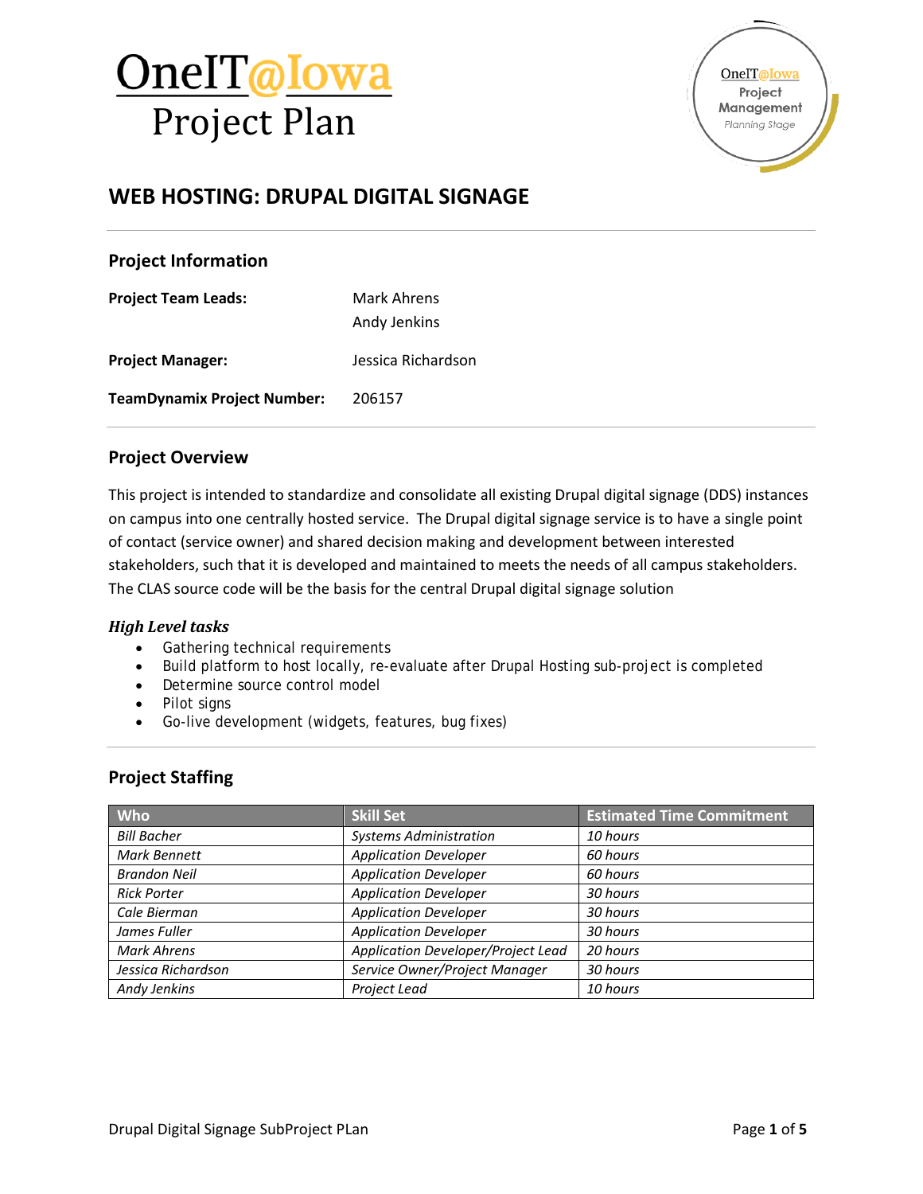# OneIT@Iowa Project Plan

OneIT@Iowa Project Management Planning Stage

## WEB HOSTING: DRUPAL DIGITAL SIGNAGE

### Project Information

**Project Team Leads:** Mark Ahrens
Andy Jenkins

**Project Manager:** Jessica Richardson

**TeamDynamix Project Number:** 206157

### Project Overview

This project is intended to standardize and consolidate all existing Drupal digital signage (DDS) instances on campus into one centrally hosted service. The Drupal digital signage service is to have a single point of contact (service owner) and shared decision making and development between interested stakeholders, such that it is developed and maintained to meets the needs of all campus stakeholders. The CLAS source code will be the basis for the central Drupal digital signage solution

#### *High Level tasks*

- Gathering technical requirements
- Build platform to host locally, re-evaluate after Drupal Hosting sub-project is completed
- Determine source control model
- Pilot signs
- Go-live development (widgets, features, bug fixes)

### Project Staffing

| Who | Skill Set | Estimated Time Commitment |
|---|---|---|
| *Bill Bacher* | *Systems Administration* | *10 hours* |
| *Mark Bennett* | *Application Developer* | *60 hours* |
| *Brandon Neil* | *Application Developer* | *60 hours* |
| *Rick Porter* | *Application Developer* | *30 hours* |
| *Cale Bierman* | *Application Developer* | *30 hours* |
| *James Fuller* | *Application Developer* | *30 hours* |
| *Mark Ahrens* | *Application Developer/Project Lead* | *20 hours* |
| *Jessica Richardson* | *Service Owner/Project Manager* | *30 hours* |
| *Andy Jenkins* | *Project Lead* | *10 hours* |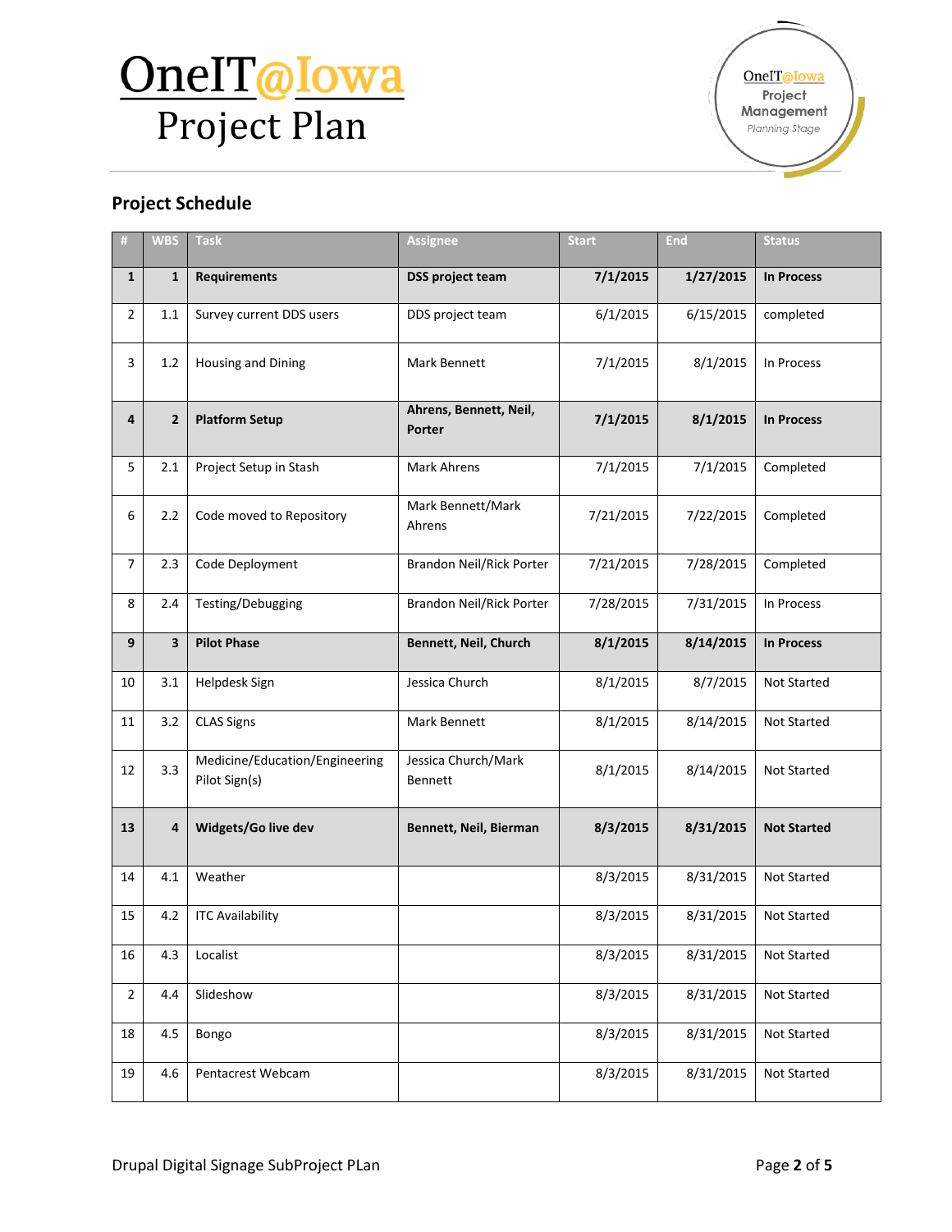# OneIT@Iowa Project Plan

## Project Schedule

| # | WBS | Task | Assignee | Start | End | Status |
|---|---|---|---|---|---|---|
| **1** | **1** | **Requirements** | **DSS project team** | **7/1/2015** | **1/27/2015** | **In Process** |
| 2 | 1.1 | Survey current DDS users | DDS project team | 6/1/2015 | 6/15/2015 | completed |
| 3 | 1.2 | Housing and Dining | Mark Bennett | 7/1/2015 | 8/1/2015 | In Process |
| **4** | **2** | **Platform Setup** | **Ahrens, Bennett, Neil, Porter** | **7/1/2015** | **8/1/2015** | **In Process** |
| 5 | 2.1 | Project Setup in Stash | Mark Ahrens | 7/1/2015 | 7/1/2015 | Completed |
| 6 | 2.2 | Code moved to Repository | Mark Bennett/Mark Ahrens | 7/21/2015 | 7/22/2015 | Completed |
| 7 | 2.3 | Code Deployment | Brandon Neil/Rick Porter | 7/21/2015 | 7/28/2015 | Completed |
| 8 | 2.4 | Testing/Debugging | Brandon Neil/Rick Porter | 7/28/2015 | 7/31/2015 | In Process |
| **9** | **3** | **Pilot Phase** | **Bennett, Neil, Church** | **8/1/2015** | **8/14/2015** | **In Process** |
| 10 | 3.1 | Helpdesk Sign | Jessica Church | 8/1/2015 | 8/7/2015 | Not Started |
| 11 | 3.2 | CLAS Signs | Mark Bennett | 8/1/2015 | 8/14/2015 | Not Started |
| 12 | 3.3 | Medicine/Education/Engineering Pilot Sign(s) | Jessica Church/Mark Bennett | 8/1/2015 | 8/14/2015 | Not Started |
| **13** | **4** | **Widgets/Go live dev** | **Bennett, Neil, Bierman** | **8/3/2015** | **8/31/2015** | **Not Started** |
| 14 | 4.1 | Weather | | 8/3/2015 | 8/31/2015 | Not Started |
| 15 | 4.2 | ITC Availability | | 8/3/2015 | 8/31/2015 | Not Started |
| 16 | 4.3 | Localist | | 8/3/2015 | 8/31/2015 | Not Started |
| 2 | 4.4 | Slideshow | | 8/3/2015 | 8/31/2015 | Not Started |
| 18 | 4.5 | Bongo | | 8/3/2015 | 8/31/2015 | Not Started |
| 19 | 4.6 | Pentacrest Webcam | | 8/3/2015 | 8/31/2015 | Not Started |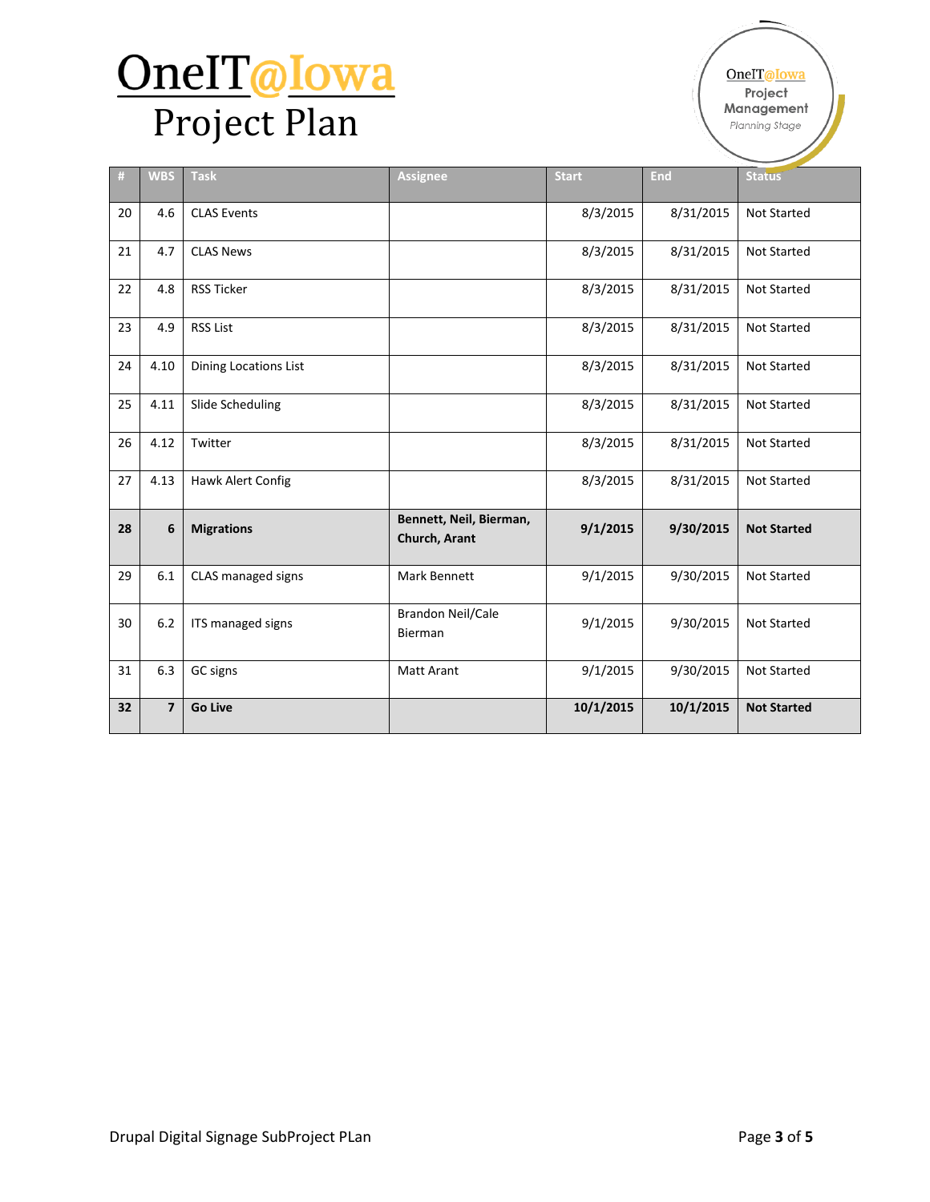# OneIT@Iowa Project Plan

| # | WBS | Task | Assignee | Start | End | Status |
|---|---|---|---|---|---|---|
| 20 | 4.6 | CLAS Events | | 8/3/2015 | 8/31/2015 | Not Started |
| 21 | 4.7 | CLAS News | | 8/3/2015 | 8/31/2015 | Not Started |
| 22 | 4.8 | RSS Ticker | | 8/3/2015 | 8/31/2015 | Not Started |
| 23 | 4.9 | RSS List | | 8/3/2015 | 8/31/2015 | Not Started |
| 24 | 4.10 | Dining Locations List | | 8/3/2015 | 8/31/2015 | Not Started |
| 25 | 4.11 | Slide Scheduling | | 8/3/2015 | 8/31/2015 | Not Started |
| 26 | 4.12 | Twitter | | 8/3/2015 | 8/31/2015 | Not Started |
| 27 | 4.13 | Hawk Alert Config | | 8/3/2015 | 8/31/2015 | Not Started |
| **28** | **6** | **Migrations** | **Bennett, Neil, Bierman, Church, Arant** | **9/1/2015** | **9/30/2015** | **Not Started** |
| 29 | 6.1 | CLAS managed signs | Mark Bennett | 9/1/2015 | 9/30/2015 | Not Started |
| 30 | 6.2 | ITS managed signs | Brandon Neil/Cale Bierman | 9/1/2015 | 9/30/2015 | Not Started |
| 31 | 6.3 | GC signs | Matt Arant | 9/1/2015 | 9/30/2015 | Not Started |
| **32** | **7** | **Go Live** | | **10/1/2015** | **10/1/2015** | **Not Started** |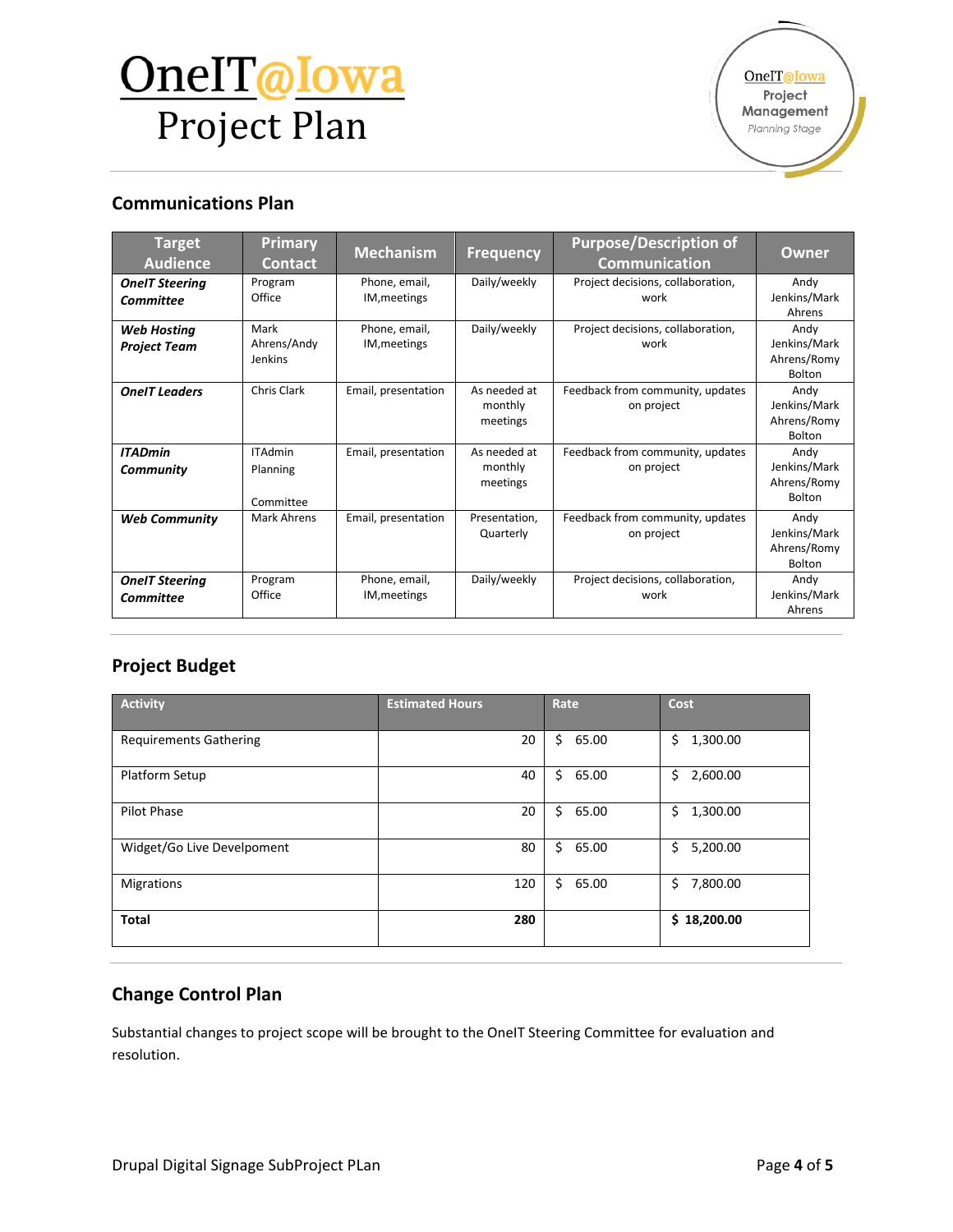## Communications Plan

| Target Audience | Primary Contact | Mechanism | Frequency | Purpose/Description of Communication | Owner |
|---|---|---|---|---|---|
| ***OneIT Steering Committee*** | Program Office | Phone, email, IM,meetings | Daily/weekly | Project decisions, collaboration, work | Andy Jenkins/Mark Ahrens |
| ***Web Hosting Project Team*** | Mark Ahrens/Andy Jenkins | Phone, email, IM,meetings | Daily/weekly | Project decisions, collaboration, work | Andy Jenkins/Mark Ahrens/Romy Bolton |
| ***OneIT Leaders*** | Chris Clark | Email, presentation | As needed at monthly meetings | Feedback from community, updates on project | Andy Jenkins/Mark Ahrens/Romy Bolton |
| ***ITADmin Community*** | ITAdmin Planning Committee | Email, presentation | As needed at monthly meetings | Feedback from community, updates on project | Andy Jenkins/Mark Ahrens/Romy Bolton |
| ***Web Community*** | Mark Ahrens | Email, presentation | Presentation, Quarterly | Feedback from community, updates on project | Andy Jenkins/Mark Ahrens/Romy Bolton |
| ***OneIT Steering Committee*** | Program Office | Phone, email, IM,meetings | Daily/weekly | Project decisions, collaboration, work | Andy Jenkins/Mark Ahrens |

## Project Budget

| Activity | Estimated Hours | Rate | Cost |
|---|---|---|---|
| Requirements Gathering | 20 | $ 65.00 | $ 1,300.00 |
| Platform Setup | 40 | $ 65.00 | $ 2,600.00 |
| Pilot Phase | 20 | $ 65.00 | $ 1,300.00 |
| Widget/Go Live Develpoment | 80 | $ 65.00 | $ 5,200.00 |
| Migrations | 120 | $ 65.00 | $ 7,800.00 |
| **Total** | **280** | | **$ 18,200.00** |

## Change Control Plan

Substantial changes to project scope will be brought to the OneIT Steering Committee for evaluation and resolution.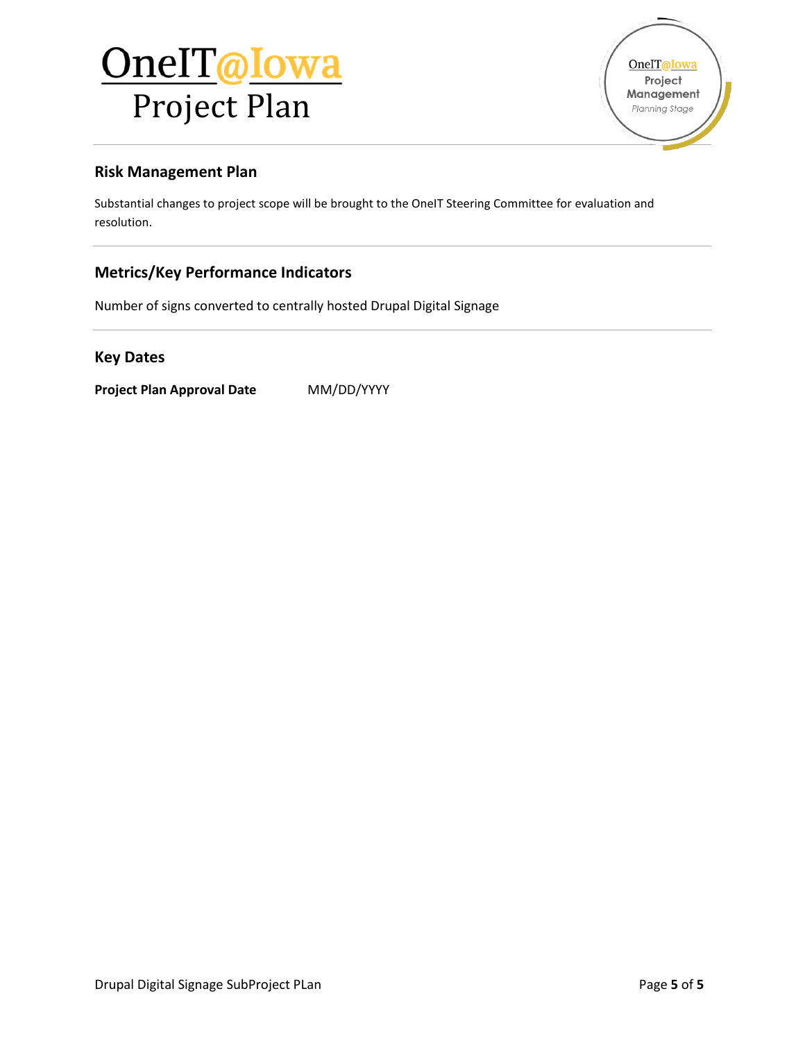## Risk Management Plan

Substantial changes to project scope will be brought to the OneIT Steering Committee for evaluation and resolution.

## Metrics/Key Performance Indicators

Number of signs converted to centrally hosted Drupal Digital Signage

## Key Dates

**Project Plan Approval Date** MM/DD/YYYY